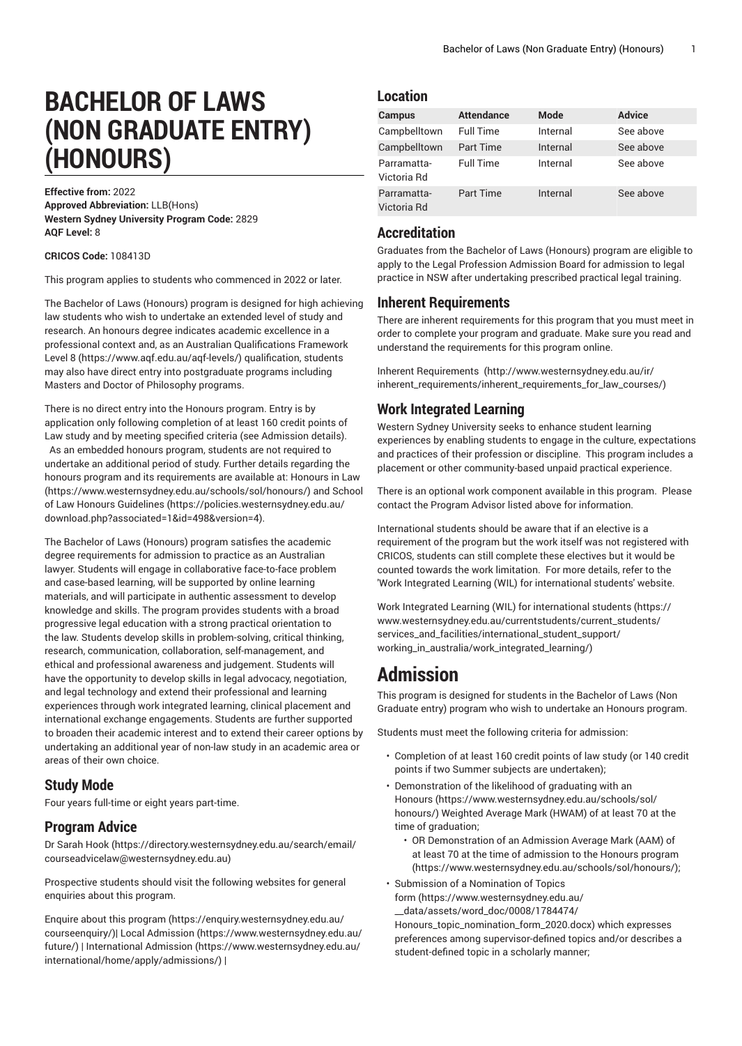# BACHELOR OF LAWS (NON GRADUATE ENTRY) (HONOURS)

**Effective from:** 2022
**Approved Abbreviation:** LLB(Hons)
**Western Sydney University Program Code:** 2829
**AQF Level:** 8

**CRICOS Code:** 108413D

This program applies to students who commenced in 2022 or later.

The Bachelor of Laws (Honours) program is designed for high achieving law students who wish to undertake an extended level of study and research. An honours degree indicates academic excellence in a professional context and, as an Australian Qualifications Framework Level 8 (https://www.aqf.edu.au/aqf-levels/) qualification, students may also have direct entry into postgraduate programs including Masters and Doctor of Philosophy programs.

There is no direct entry into the Honours program. Entry is by application only following completion of at least 160 credit points of Law study and by meeting specified criteria (see Admission details). As an embedded honours program, students are not required to undertake an additional period of study. Further details regarding the honours program and its requirements are available at: Honours in Law (https://www.westernsydney.edu.au/schools/sol/honours/) and School of Law Honours Guidelines (https://policies.westernsydney.edu.au/download.php?associated=1&id=498&version=4).

The Bachelor of Laws (Honours) program satisfies the academic degree requirements for admission to practice as an Australian lawyer. Students will engage in collaborative face-to-face problem and case-based learning, will be supported by online learning materials, and will participate in authentic assessment to develop knowledge and skills. The program provides students with a broad progressive legal education with a strong practical orientation to the law. Students develop skills in problem-solving, critical thinking, research, communication, collaboration, self-management, and ethical and professional awareness and judgement. Students will have the opportunity to develop skills in legal advocacy, negotiation, and legal technology and extend their professional and learning experiences through work integrated learning, clinical placement and international exchange engagements. Students are further supported to broaden their academic interest and to extend their career options by undertaking an additional year of non-law study in an academic area or areas of their own choice.

## Study Mode

Four years full-time or eight years part-time.

## Program Advice

Dr Sarah Hook (https://directory.westernsydney.edu.au/search/email/courseadvicelaw@westernsydney.edu.au)

Prospective students should visit the following websites for general enquiries about this program.

Enquire about this program (https://enquiry.westernsydney.edu.au/courseenquiry/)| Local Admission (https://www.westernsydney.edu.au/future/) | International Admission (https://www.westernsydney.edu.au/international/home/apply/admissions/) |

## Location

| Campus | Attendance | Mode | Advice |
|---|---|---|---|
| Campbelltown | Full Time | Internal | See above |
| Campbelltown | Part Time | Internal | See above |
| Parramatta-Victoria Rd | Full Time | Internal | See above |
| Parramatta-Victoria Rd | Part Time | Internal | See above |

## Accreditation

Graduates from the Bachelor of Laws (Honours) program are eligible to apply to the Legal Profession Admission Board for admission to legal practice in NSW after undertaking prescribed practical legal training.

## Inherent Requirements

There are inherent requirements for this program that you must meet in order to complete your program and graduate. Make sure you read and understand the requirements for this program online.

Inherent Requirements (http://www.westernsydney.edu.au/ir/inherent_requirements/inherent_requirements_for_law_courses/)

## Work Integrated Learning

Western Sydney University seeks to enhance student learning experiences by enabling students to engage in the culture, expectations and practices of their profession or discipline. This program includes a placement or other community-based unpaid practical experience.

There is an optional work component available in this program. Please contact the Program Advisor listed above for information.

International students should be aware that if an elective is a requirement of the program but the work itself was not registered with CRICOS, students can still complete these electives but it would be counted towards the work limitation. For more details, refer to the 'Work Integrated Learning (WIL) for international students' website.

Work Integrated Learning (WIL) for international students (https://www.westernsydney.edu.au/currentstudents/current_students/services_and_facilities/international_student_support/working_in_australia/work_integrated_learning/)

# Admission

This program is designed for students in the Bachelor of Laws (Non Graduate entry) program who wish to undertake an Honours program.

Students must meet the following criteria for admission:

- Completion of at least 160 credit points of law study (or 140 credit points if two Summer subjects are undertaken);
- Demonstration of the likelihood of graduating with an Honours (https://www.westernsydney.edu.au/schools/sol/honours/) Weighted Average Mark (HWAM) of at least 70 at the time of graduation;
  - OR Demonstration of an Admission Average Mark (AAM) of at least 70 at the time of admission to the Honours program (https://www.westernsydney.edu.au/schools/sol/honours/);
- Submission of a Nomination of Topics form (https://www.westernsydney.edu.au/__data/assets/word_doc/0008/1784474/Honours_topic_nomination_form_2020.docx) which expresses preferences among supervisor-defined topics and/or describes a student-defined topic in a scholarly manner;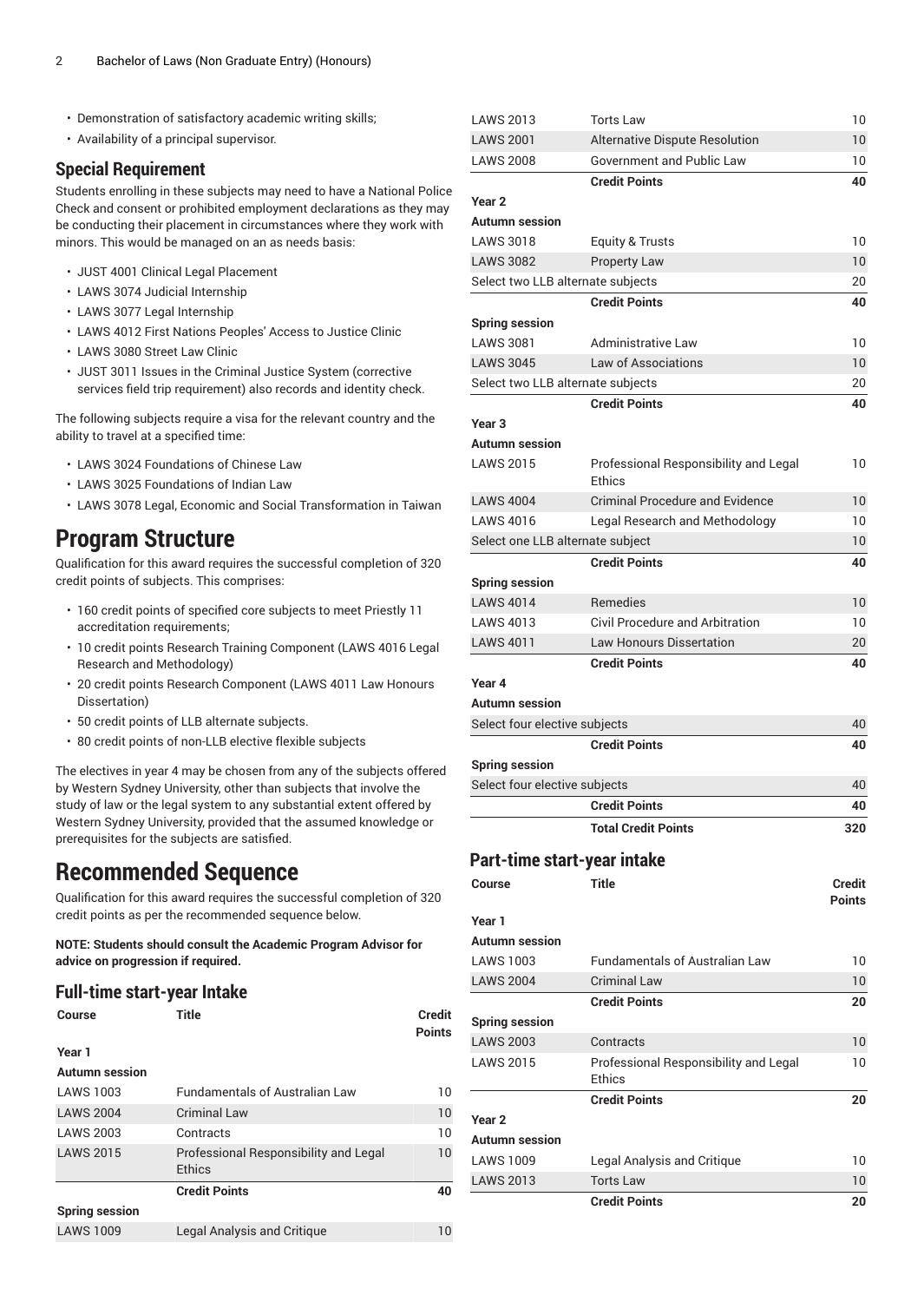- Demonstration of satisfactory academic writing skills;
- Availability of a principal supervisor.

### Special Requirement

Students enrolling in these subjects may need to have a National Police Check and consent or prohibited employment declarations as they may be conducting their placement in circumstances where they work with minors. This would be managed on an as needs basis:

- JUST 4001 Clinical Legal Placement
- LAWS 3074 Judicial Internship
- LAWS 3077 Legal Internship
- LAWS 4012 First Nations Peoples' Access to Justice Clinic
- LAWS 3080 Street Law Clinic
- JUST 3011 Issues in the Criminal Justice System (corrective services field trip requirement) also records and identity check.

The following subjects require a visa for the relevant country and the ability to travel at a specified time:

- LAWS 3024 Foundations of Chinese Law
- LAWS 3025 Foundations of Indian Law
- LAWS 3078 Legal, Economic and Social Transformation in Taiwan

# Program Structure

Qualification for this award requires the successful completion of 320 credit points of subjects. This comprises:

- 160 credit points of specified core subjects to meet Priestly 11 accreditation requirements;
- 10 credit points Research Training Component (LAWS 4016 Legal Research and Methodology)
- 20 credit points Research Component (LAWS 4011 Law Honours Dissertation)
- 50 credit points of LLB alternate subjects.
- 80 credit points of non-LLB elective flexible subjects

The electives in year 4 may be chosen from any of the subjects offered by Western Sydney University, other than subjects that involve the study of law or the legal system to any substantial extent offered by Western Sydney University, provided that the assumed knowledge or prerequisites for the subjects are satisfied.

# Recommended Sequence

Qualification for this award requires the successful completion of 320 credit points as per the recommended sequence below.

**NOTE: Students should consult the Academic Program Advisor for advice on progression if required.**

### Full-time start-year Intake

| Course | Title | Credit Points |
|---|---|---|
| **Year 1** | | |
| **Autumn session** | | |
| LAWS 1003 | Fundamentals of Australian Law | 10 |
| LAWS 2004 | Criminal Law | 10 |
| LAWS 2003 | Contracts | 10 |
| LAWS 2015 | Professional Responsibility and Legal Ethics | 10 |
| | **Credit Points** | **40** |
| **Spring session** | | |
| LAWS 1009 | Legal Analysis and Critique | 10 |
| LAWS 2013 | Torts Law | 10 |
| LAWS 2001 | Alternative Dispute Resolution | 10 |
| LAWS 2008 | Government and Public Law | 10 |
| | **Credit Points** | **40** |
| **Year 2** | | |
| **Autumn session** | | |
| LAWS 3018 | Equity & Trusts | 10 |
| LAWS 3082 | Property Law | 10 |
| Select two LLB alternate subjects | | 20 |
| | **Credit Points** | **40** |
| **Spring session** | | |
| LAWS 3081 | Administrative Law | 10 |
| LAWS 3045 | Law of Associations | 10 |
| Select two LLB alternate subjects | | 20 |
| | **Credit Points** | **40** |
| **Year 3** | | |
| **Autumn session** | | |
| LAWS 2015 | Professional Responsibility and Legal Ethics | 10 |
| LAWS 4004 | Criminal Procedure and Evidence | 10 |
| LAWS 4016 | Legal Research and Methodology | 10 |
| Select one LLB alternate subject | | 10 |
| | **Credit Points** | **40** |
| **Spring session** | | |
| LAWS 4014 | Remedies | 10 |
| LAWS 4013 | Civil Procedure and Arbitration | 10 |
| LAWS 4011 | Law Honours Dissertation | 20 |
| | **Credit Points** | **40** |
| **Year 4** | | |
| **Autumn session** | | |
| Select four elective subjects | | 40 |
| | **Credit Points** | **40** |
| **Spring session** | | |
| Select four elective subjects | | 40 |
| | **Credit Points** | **40** |
| | **Total Credit Points** | **320** |

### Part-time start-year intake

| Course | Title | Credit Points |
|---|---|---|
| **Year 1** | | |
| **Autumn session** | | |
| LAWS 1003 | Fundamentals of Australian Law | 10 |
| LAWS 2004 | Criminal Law | 10 |
| | **Credit Points** | **20** |
| **Spring session** | | |
| LAWS 2003 | Contracts | 10 |
| LAWS 2015 | Professional Responsibility and Legal Ethics | 10 |
| | **Credit Points** | **20** |
| **Year 2** | | |
| **Autumn session** | | |
| LAWS 1009 | Legal Analysis and Critique | 10 |
| LAWS 2013 | Torts Law | 10 |
| | **Credit Points** | **20** |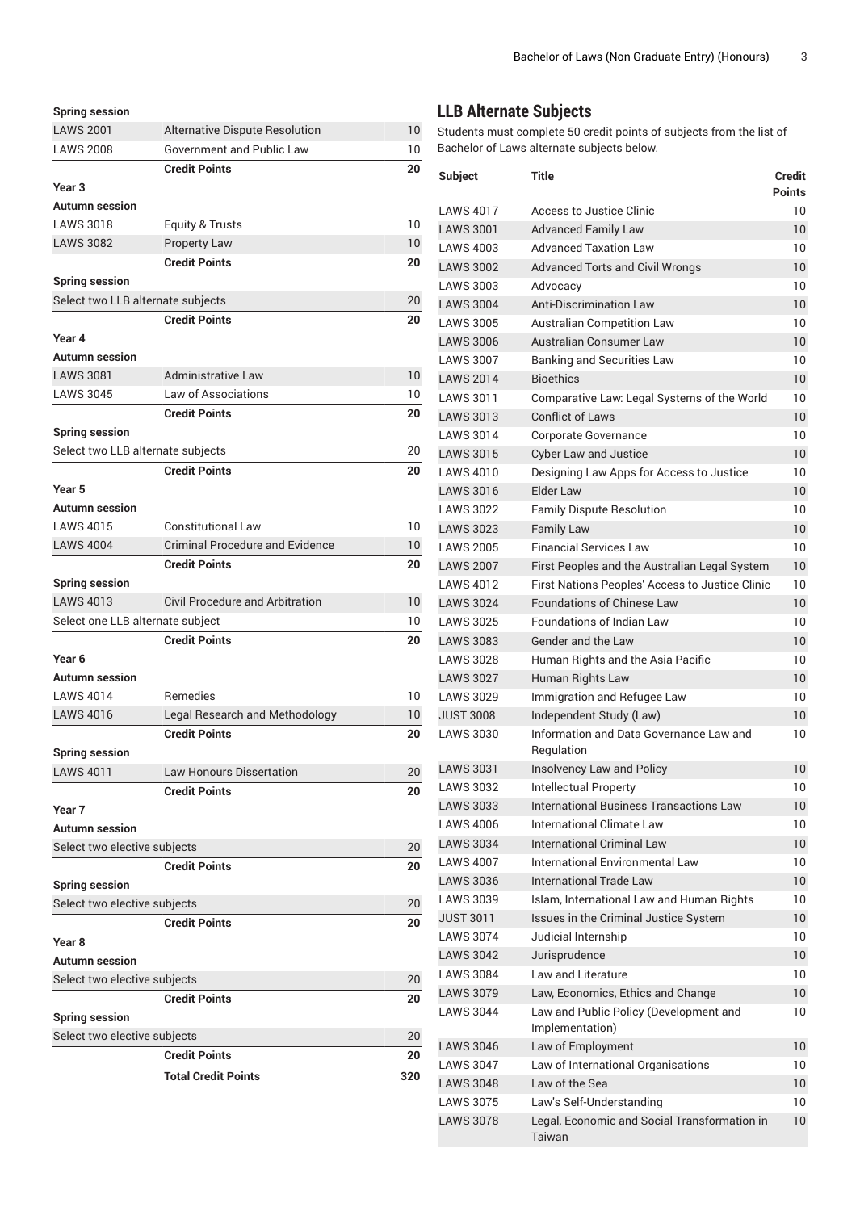| | Spring session | |
|---|---|---|
| LAWS 2001 | Alternative Dispute Resolution | 10 |
| LAWS 2008 | Government and Public Law | 10 |
| | **Credit Points** | **20** |
| **Year 3** | | |
| **Autumn session** | | |
| LAWS 3018 | Equity & Trusts | 10 |
| LAWS 3082 | Property Law | 10 |
| | **Credit Points** | **20** |
| **Spring session** | | |
| Select two LLB alternate subjects | | 20 |
| | **Credit Points** | **20** |
| **Year 4** | | |
| **Autumn session** | | |
| LAWS 3081 | Administrative Law | 10 |
| LAWS 3045 | Law of Associations | 10 |
| | **Credit Points** | **20** |
| **Spring session** | | |
| Select two LLB alternate subjects | | 20 |
| | **Credit Points** | **20** |
| **Year 5** | | |
| **Autumn session** | | |
| LAWS 4015 | Constitutional Law | 10 |
| LAWS 4004 | Criminal Procedure and Evidence | 10 |
| | **Credit Points** | **20** |
| **Spring session** | | |
| LAWS 4013 | Civil Procedure and Arbitration | 10 |
| Select one LLB alternate subject | | 10 |
| | **Credit Points** | **20** |
| **Year 6** | | |
| **Autumn session** | | |
| LAWS 4014 | Remedies | 10 |
| LAWS 4016 | Legal Research and Methodology | 10 |
| | **Credit Points** | **20** |
| **Spring session** | | |
| LAWS 4011 | Law Honours Dissertation | 20 |
| | **Credit Points** | **20** |
| **Year 7** | | |
| **Autumn session** | | |
| Select two elective subjects | | 20 |
| | **Credit Points** | **20** |
| **Spring session** | | |
| Select two elective subjects | | 20 |
| | **Credit Points** | **20** |
| **Year 8** | | |
| **Autumn session** | | |
| Select two elective subjects | | 20 |
| | **Credit Points** | **20** |
| **Spring session** | | |
| Select two elective subjects | | 20 |
| | **Credit Points** | **20** |
| | **Total Credit Points** | **320** |

## LLB Alternate Subjects

Students must complete 50 credit points of subjects from the list of Bachelor of Laws alternate subjects below.

| Subject | Title | Credit Points |
|---|---|---|
| LAWS 4017 | Access to Justice Clinic | 10 |
| LAWS 3001 | Advanced Family Law | 10 |
| LAWS 4003 | Advanced Taxation Law | 10 |
| LAWS 3002 | Advanced Torts and Civil Wrongs | 10 |
| LAWS 3003 | Advocacy | 10 |
| LAWS 3004 | Anti-Discrimination Law | 10 |
| LAWS 3005 | Australian Competition Law | 10 |
| LAWS 3006 | Australian Consumer Law | 10 |
| LAWS 3007 | Banking and Securities Law | 10 |
| LAWS 2014 | Bioethics | 10 |
| LAWS 3011 | Comparative Law: Legal Systems of the World | 10 |
| LAWS 3013 | Conflict of Laws | 10 |
| LAWS 3014 | Corporate Governance | 10 |
| LAWS 3015 | Cyber Law and Justice | 10 |
| LAWS 4010 | Designing Law Apps for Access to Justice | 10 |
| LAWS 3016 | Elder Law | 10 |
| LAWS 3022 | Family Dispute Resolution | 10 |
| LAWS 3023 | Family Law | 10 |
| LAWS 2005 | Financial Services Law | 10 |
| LAWS 2007 | First Peoples and the Australian Legal System | 10 |
| LAWS 4012 | First Nations Peoples' Access to Justice Clinic | 10 |
| LAWS 3024 | Foundations of Chinese Law | 10 |
| LAWS 3025 | Foundations of Indian Law | 10 |
| LAWS 3083 | Gender and the Law | 10 |
| LAWS 3028 | Human Rights and the Asia Pacific | 10 |
| LAWS 3027 | Human Rights Law | 10 |
| LAWS 3029 | Immigration and Refugee Law | 10 |
| JUST 3008 | Independent Study (Law) | 10 |
| LAWS 3030 | Information and Data Governance Law and Regulation | 10 |
| LAWS 3031 | Insolvency Law and Policy | 10 |
| LAWS 3032 | Intellectual Property | 10 |
| LAWS 3033 | International Business Transactions Law | 10 |
| LAWS 4006 | International Climate Law | 10 |
| LAWS 3034 | International Criminal Law | 10 |
| LAWS 4007 | International Environmental Law | 10 |
| LAWS 3036 | International Trade Law | 10 |
| LAWS 3039 | Islam, International Law and Human Rights | 10 |
| JUST 3011 | Issues in the Criminal Justice System | 10 |
| LAWS 3074 | Judicial Internship | 10 |
| LAWS 3042 | Jurisprudence | 10 |
| LAWS 3084 | Law and Literature | 10 |
| LAWS 3079 | Law, Economics, Ethics and Change | 10 |
| LAWS 3044 | Law and Public Policy (Development and Implementation) | 10 |
| LAWS 3046 | Law of Employment | 10 |
| LAWS 3047 | Law of International Organisations | 10 |
| LAWS 3048 | Law of the Sea | 10 |
| LAWS 3075 | Law's Self-Understanding | 10 |
| LAWS 3078 | Legal, Economic and Social Transformation in Taiwan | 10 |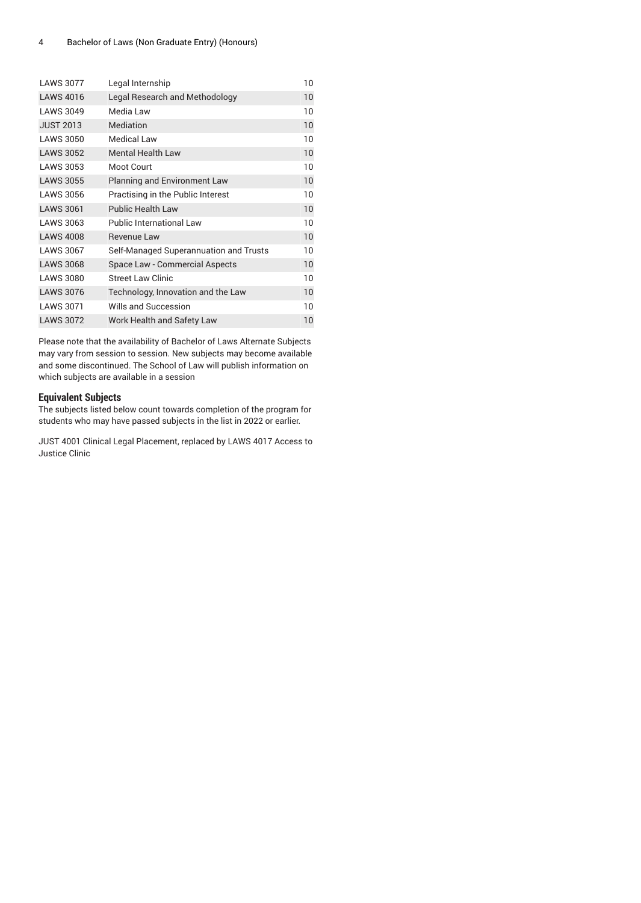| | | |
|---|---|---|
| LAWS 3077 | Legal Internship | 10 |
| LAWS 4016 | Legal Research and Methodology | 10 |
| LAWS 3049 | Media Law | 10 |
| JUST 2013 | Mediation | 10 |
| LAWS 3050 | Medical Law | 10 |
| LAWS 3052 | Mental Health Law | 10 |
| LAWS 3053 | Moot Court | 10 |
| LAWS 3055 | Planning and Environment Law | 10 |
| LAWS 3056 | Practising in the Public Interest | 10 |
| LAWS 3061 | Public Health Law | 10 |
| LAWS 3063 | Public International Law | 10 |
| LAWS 4008 | Revenue Law | 10 |
| LAWS 3067 | Self-Managed Superannuation and Trusts | 10 |
| LAWS 3068 | Space Law - Commercial Aspects | 10 |
| LAWS 3080 | Street Law Clinic | 10 |
| LAWS 3076 | Technology, Innovation and the Law | 10 |
| LAWS 3071 | Wills and Succession | 10 |
| LAWS 3072 | Work Health and Safety Law | 10 |

Please note that the availability of Bachelor of Laws Alternate Subjects may vary from session to session. New subjects may become available and some discontinued. The School of Law will publish information on which subjects are available in a session

### Equivalent Subjects

The subjects listed below count towards completion of the program for students who may have passed subjects in the list in 2022 or earlier.

JUST 4001 Clinical Legal Placement, replaced by LAWS 4017 Access to Justice Clinic